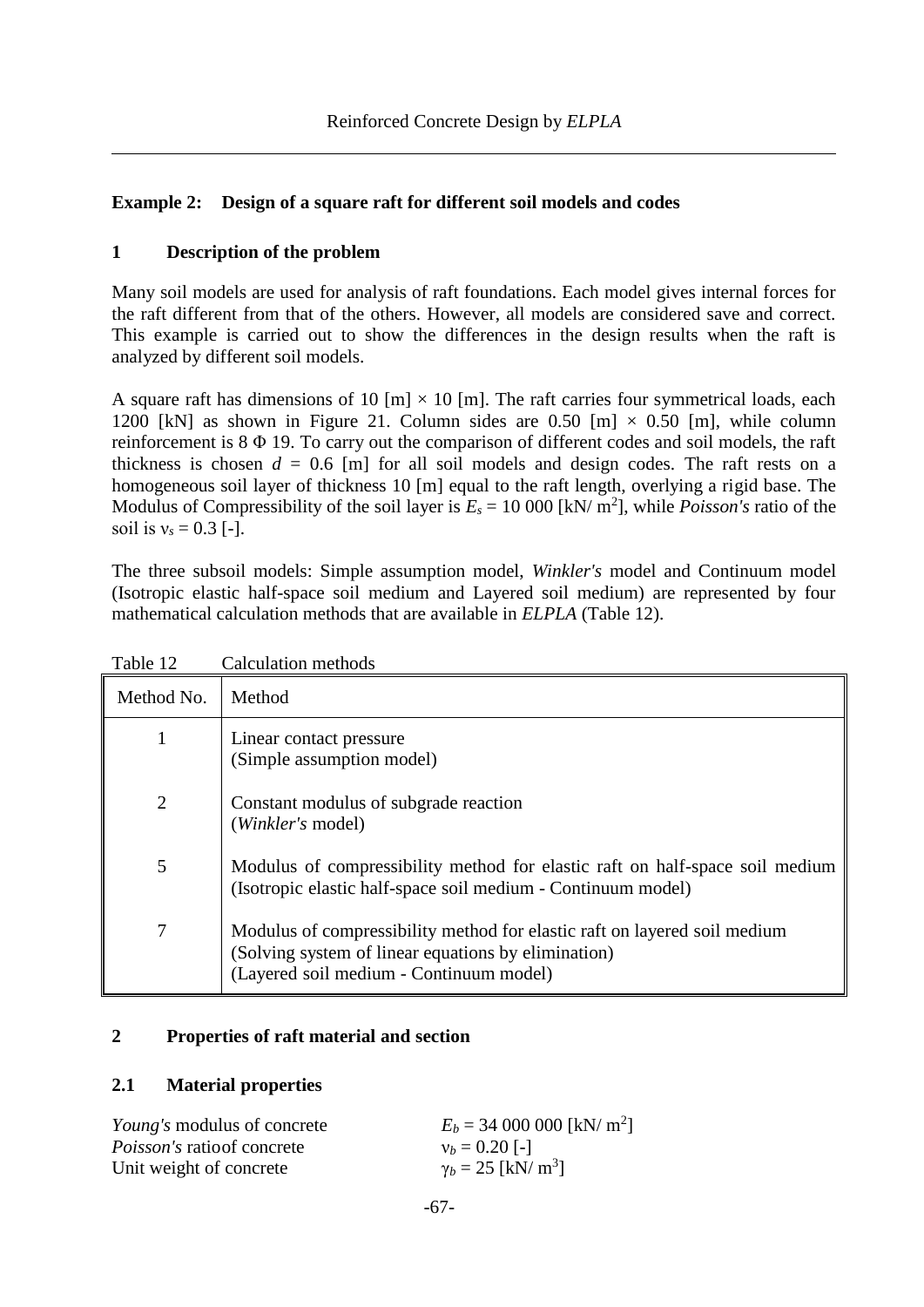## Example 2: Design of a square raft for different soil models and codes

### 1 Description of the problem

Many soil models are used for analysis of raft foundations. Each model gives internal forces for the raft different from that of the others. However, all models are considered save and correct. This example is carried out to show the differences in the design results when the raft is analyzed by different soil models.

A square raft has dimensions of 10 [m] × 10 [m]. The raft carries four symmetrical loads, each 1200 [kN] as shown in Figure 21. Column sides are 0.50 [m] × 0.50 [m], while column reinforcement is 8 Φ 19. To carry out the comparison of different codes and soil models, the raft thickness is chosen $d$ = 0.6 [m] for all soil models and design codes. The raft rests on a homogeneous soil layer of thickness 10 [m] equal to the raft length, overlying a rigid base. The Modulus of Compressibility of the soil layer is $E_s$ = 10 000 [kN/ m$^2$], while *Poisson's* ratio of the soil is $\nu_s$ = 0.3 [-].

The three subsoil models: Simple assumption model, *Winkler's* model and Continuum model (Isotropic elastic half-space soil medium and Layered soil medium) are represented by four mathematical calculation methods that are available in *ELPLA* (Table 12).

Table 12 Calculation methods

| Method No. | Method |
|---|---|
| 1 | Linear contact pressure<br>(Simple assumption model) |
| 2 | Constant modulus of subgrade reaction<br>(*Winkler's* model) |
| 5 | Modulus of compressibility method for elastic raft on half-space soil medium<br>(Isotropic elastic half-space soil medium - Continuum model) |
| 7 | Modulus of compressibility method for elastic raft on layered soil medium<br>(Solving system of linear equations by elimination)<br>(Layered soil medium - Continuum model) |

### 2 Properties of raft material and section

#### 2.1 Material properties

*Young's* modulus of concrete $E_b$ = 34 000 000 [kN/ m$^2$]
*Poisson's* ratioof concrete $\nu_b$ = 0.20 [-]
Unit weight of concrete $\gamma_b$ = 25 [kN/ m$^3$]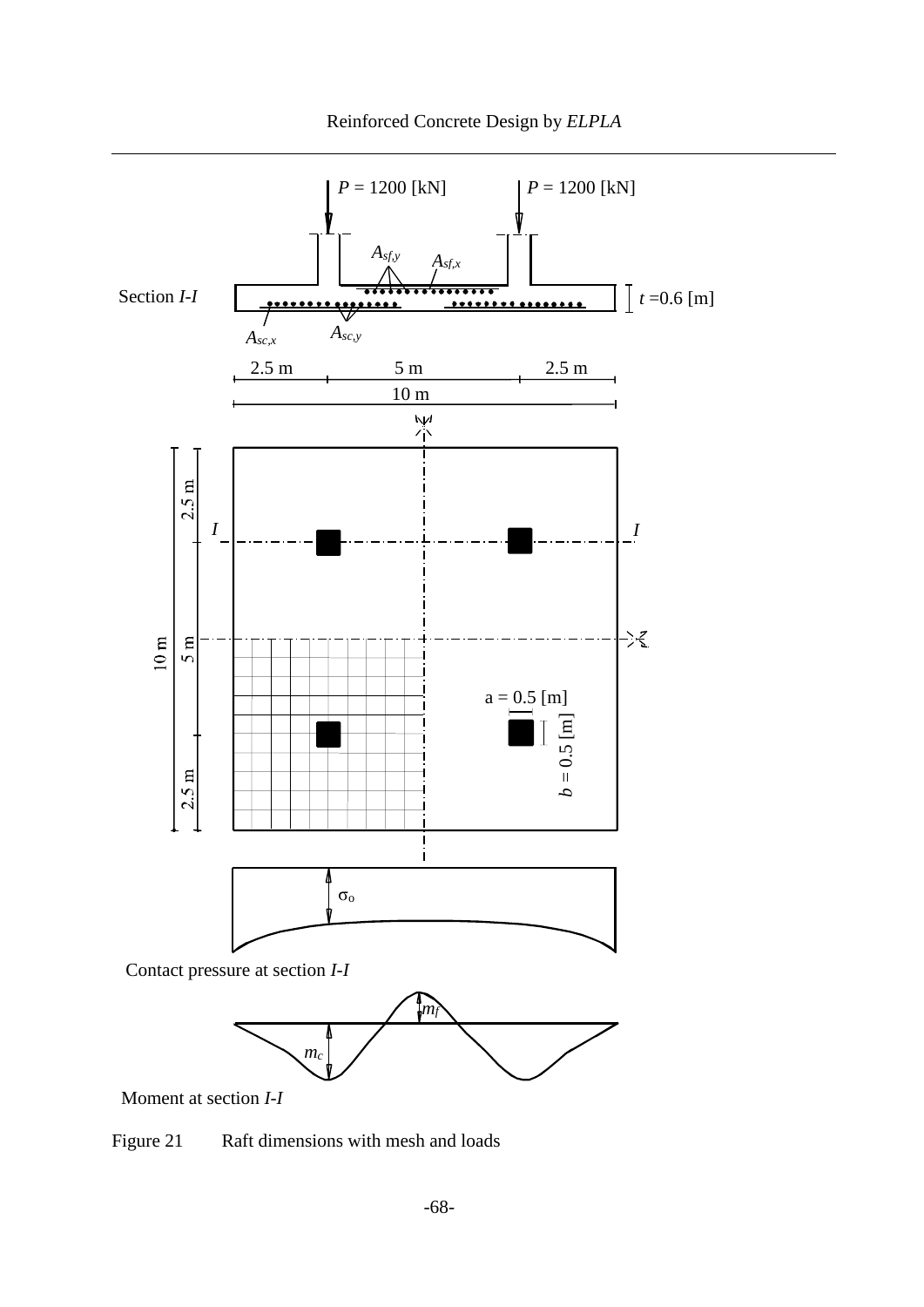Figure 21        Raft dimensions with mesh and loads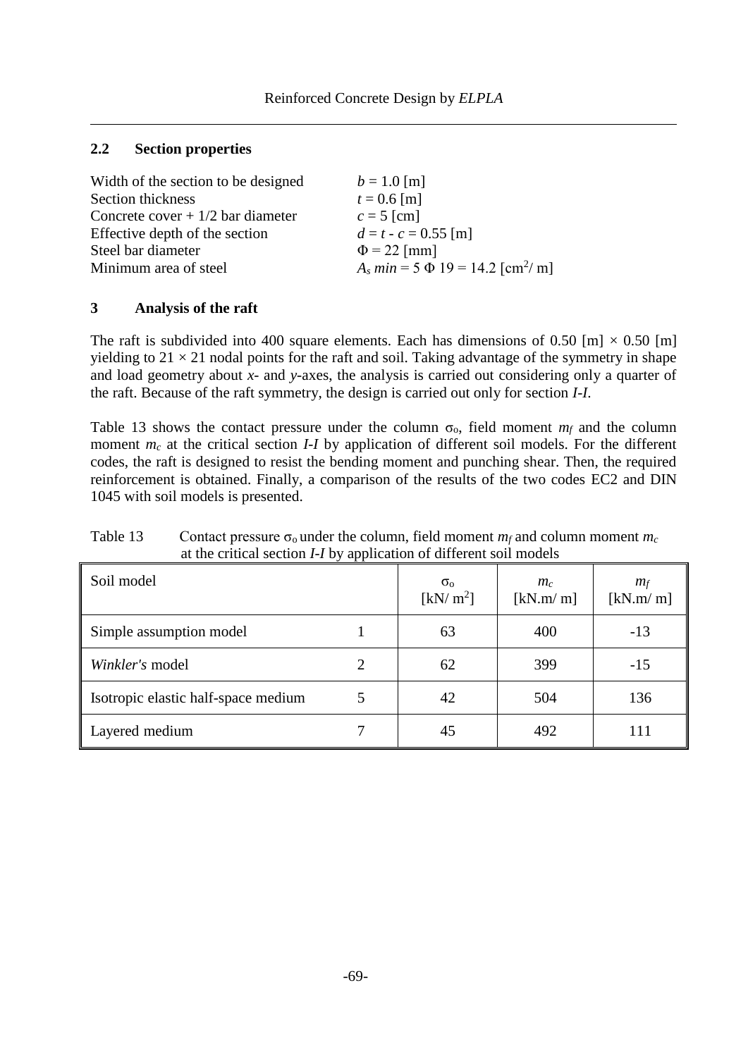## 2.2 Section properties

| | |
|---|---|
| Width of the section to be designed | $b = 1.0$ [m] |
| Section thickness | $t = 0.6$ [m] |
| Concrete cover + 1/2 bar diameter | $c = 5$ [cm] |
| Effective depth of the section | $d = t - c = 0.55$ [m] |
| Steel bar diameter | $\Phi = 22$ [mm] |
| Minimum area of steel | $A_s\ min = 5\ \Phi\ 19 = 14.2$ [cm$^2$/ m] |

## 3 Analysis of the raft

The raft is subdivided into 400 square elements. Each has dimensions of 0.50 [m] × 0.50 [m] yielding to 21 × 21 nodal points for the raft and soil. Taking advantage of the symmetry in shape and load geometry about *x*- and *y*-axes, the analysis is carried out considering only a quarter of the raft. Because of the raft symmetry, the design is carried out only for section *I-I*.

Table 13 shows the contact pressure under the column $\sigma_o$, field moment $m_f$ and the column moment $m_c$ at the critical section *I-I* by application of different soil models. For the different codes, the raft is designed to resist the bending moment and punching shear. Then, the required reinforcement is obtained. Finally, a comparison of the results of the two codes EC2 and DIN 1045 with soil models is presented.

Table 13 Contact pressure $\sigma_o$ under the column, field moment $m_f$ and column moment $m_c$ at the critical section *I-I* by application of different soil models

| Soil model | | $\sigma_o$ [kN/ m$^2$] | $m_c$ [kN.m/ m] | $m_f$ [kN.m/ m] |
|---|---|---|---|---|
| Simple assumption model | 1 | 63 | 400 | -13 |
| *Winkler's* model | 2 | 62 | 399 | -15 |
| Isotropic elastic half-space medium | 5 | 42 | 504 | 136 |
| Layered medium | 7 | 45 | 492 | 111 |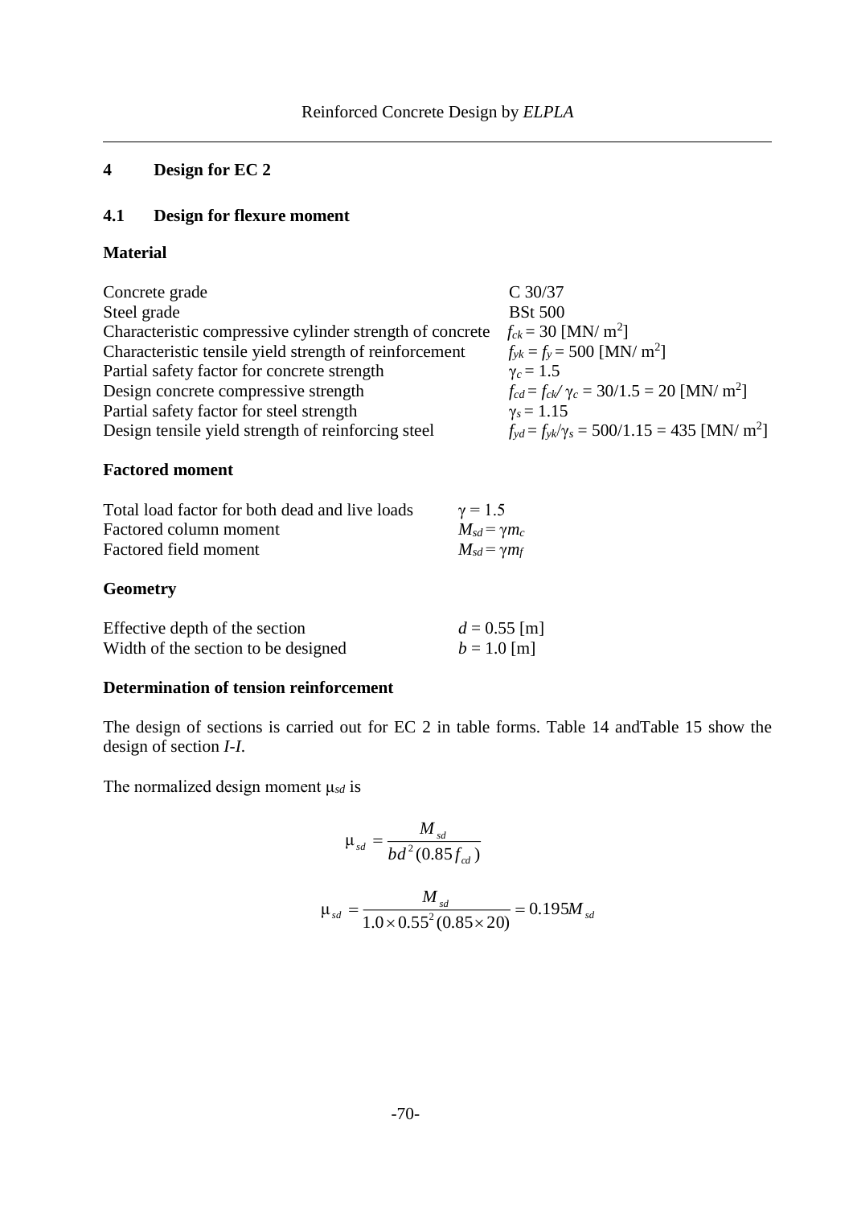## 4 Design for EC 2

### 4.1 Design for flexure moment

**Material**

| | |
|---|---|
| Concrete grade | C 30/37 |
| Steel grade | BSt 500 |
| Characteristic compressive cylinder strength of concrete | $f_{ck} = 30$ [MN/ m$^2$] |
| Characteristic tensile yield strength of reinforcement | $f_{yk} = f_y = 500$ [MN/ m$^2$] |
| Partial safety factor for concrete strength | $\gamma_c = 1.5$ |
| Design concrete compressive strength | $f_{cd} = f_{ck}/\gamma_c = 30/1.5 = 20$ [MN/ m$^2$] |
| Partial safety factor for steel strength | $\gamma_s = 1.15$ |
| Design tensile yield strength of reinforcing steel | $f_{yd} = f_{yk}/\gamma_s = 500/1.15 = 435$ [MN/ m$^2$] |

**Factored moment**

| | |
|---|---|
| Total load factor for both dead and live loads | $\gamma = 1.5$ |
| Factored column moment | $M_{sd} = \gamma m_c$ |
| Factored field moment | $M_{sd} = \gamma m_f$ |

**Geometry**

| | |
|---|---|
| Effective depth of the section | $d = 0.55$ [m] |
| Width of the section to be designed | $b = 1.0$ [m] |

**Determination of tension reinforcement**

The design of sections is carried out for EC 2 in table forms. Table 14 andTable 15 show the design of section *I-I*.

The normalized design moment $\mu_{sd}$ is

$$\mu_{sd} = \frac{M_{sd}}{bd^2(0.85 f_{cd})}$$

$$\mu_{sd} = \frac{M_{sd}}{1.0 \times 0.55^2 (0.85 \times 20)} = 0.195 M_{sd}$$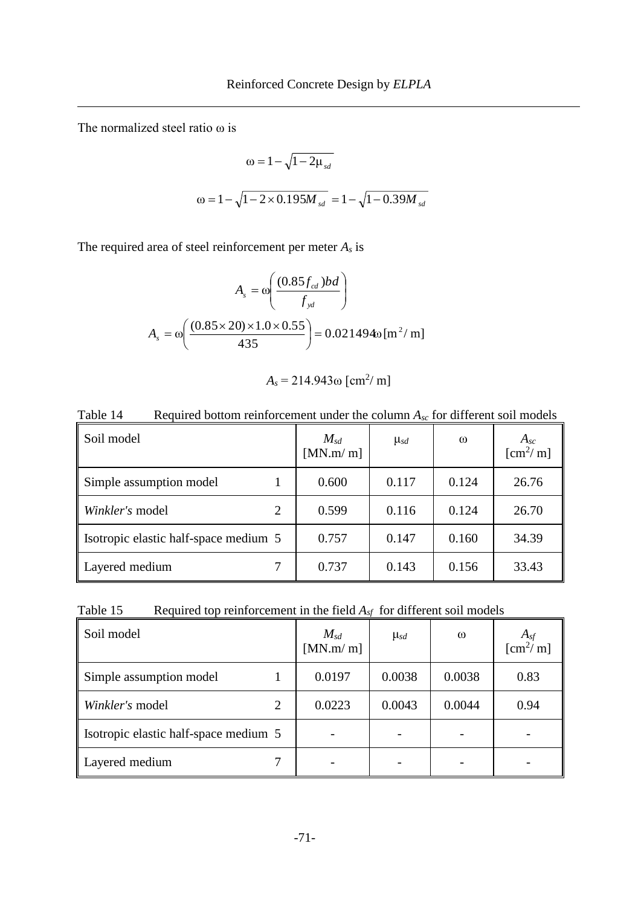The normalized steel ratio ω is

$$\omega = 1 - \sqrt{1 - 2\mu_{sd}}$$

$$\omega = 1 - \sqrt{1 - 2 \times 0.195 M_{sd}} = 1 - \sqrt{1 - 0.39 M_{sd}}$$

The required area of steel reinforcement per meter $A_s$ is

$$A_s = \omega \left( \frac{(0.85 f_{cd}) b d}{f_{yd}} \right)$$

$$A_s = \omega \left( \frac{(0.85 \times 20) \times 1.0 \times 0.55}{435} \right) = 0.021494 \omega \, [\mathrm{m}^2/\mathrm{m}]$$

$$A_s = 214.943 \omega \; [\mathrm{cm}^2/\mathrm{m}]$$

Table 14 Required bottom reinforcement under the column $A_{sc}$ for different soil models

| Soil model | | $M_{sd}$ [MN.m/ m] | $\mu_{sd}$ | $\omega$ | $A_{sc}$ [cm²/ m] |
|---|---|---|---|---|---|
| Simple assumption model | 1 | 0.600 | 0.117 | 0.124 | 26.76 |
| *Winkler's* model | 2 | 0.599 | 0.116 | 0.124 | 26.70 |
| Isotropic elastic half-space medium | 5 | 0.757 | 0.147 | 0.160 | 34.39 |
| Layered medium | 7 | 0.737 | 0.143 | 0.156 | 33.43 |

Table 15 Required top reinforcement in the field $A_{sf}$ for different soil models

| Soil model | | $M_{sd}$ [MN.m/ m] | $\mu_{sd}$ | $\omega$ | $A_{sf}$ [cm²/ m] |
|---|---|---|---|---|---|
| Simple assumption model | 1 | 0.0197 | 0.0038 | 0.0038 | 0.83 |
| *Winkler's* model | 2 | 0.0223 | 0.0043 | 0.0044 | 0.94 |
| Isotropic elastic half-space medium | 5 | - | - | - | - |
| Layered medium | 7 | - | - | - | - |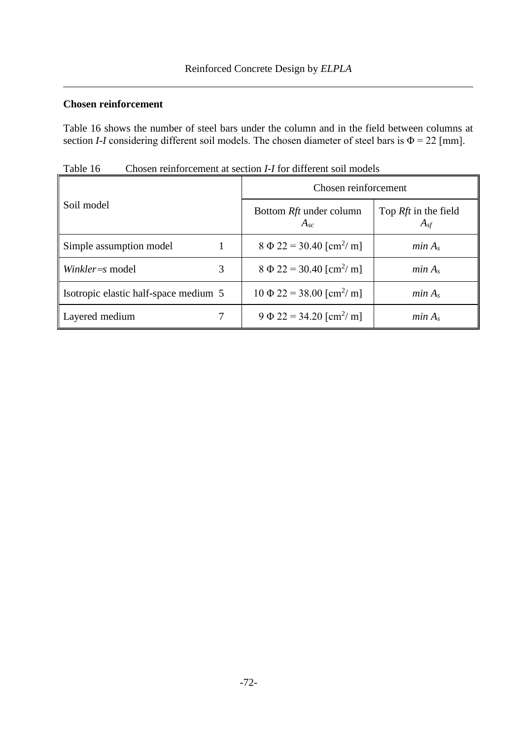**Chosen reinforcement**

Table 16 shows the number of steel bars under the column and in the field between columns at section *I-I* considering different soil models. The chosen diameter of steel bars is $\Phi = 22$ [mm].

Table 16 Chosen reinforcement at section *I-I* for different soil models

| Soil model | | Chosen reinforcement | |
|---|---|---|---|
| | | Bottom *Rft* under column $A_{sc}$ | Top *Rft* in the field $A_{sf}$ |
| Simple assumption model | 1 | $8\ \Phi\ 22 = 30.40$ [cm$^2$/ m] | $min\ A_s$ |
| *Winkler=s* model | 3 | $8\ \Phi\ 22 = 30.40$ [cm$^2$/ m] | $min\ A_s$ |
| Isotropic elastic half-space medium | 5 | $10\ \Phi\ 22 = 38.00$ [cm$^2$/ m] | $min\ A_s$ |
| Layered medium | 7 | $9\ \Phi\ 22 = 34.20$ [cm$^2$/ m] | $min\ A_s$ |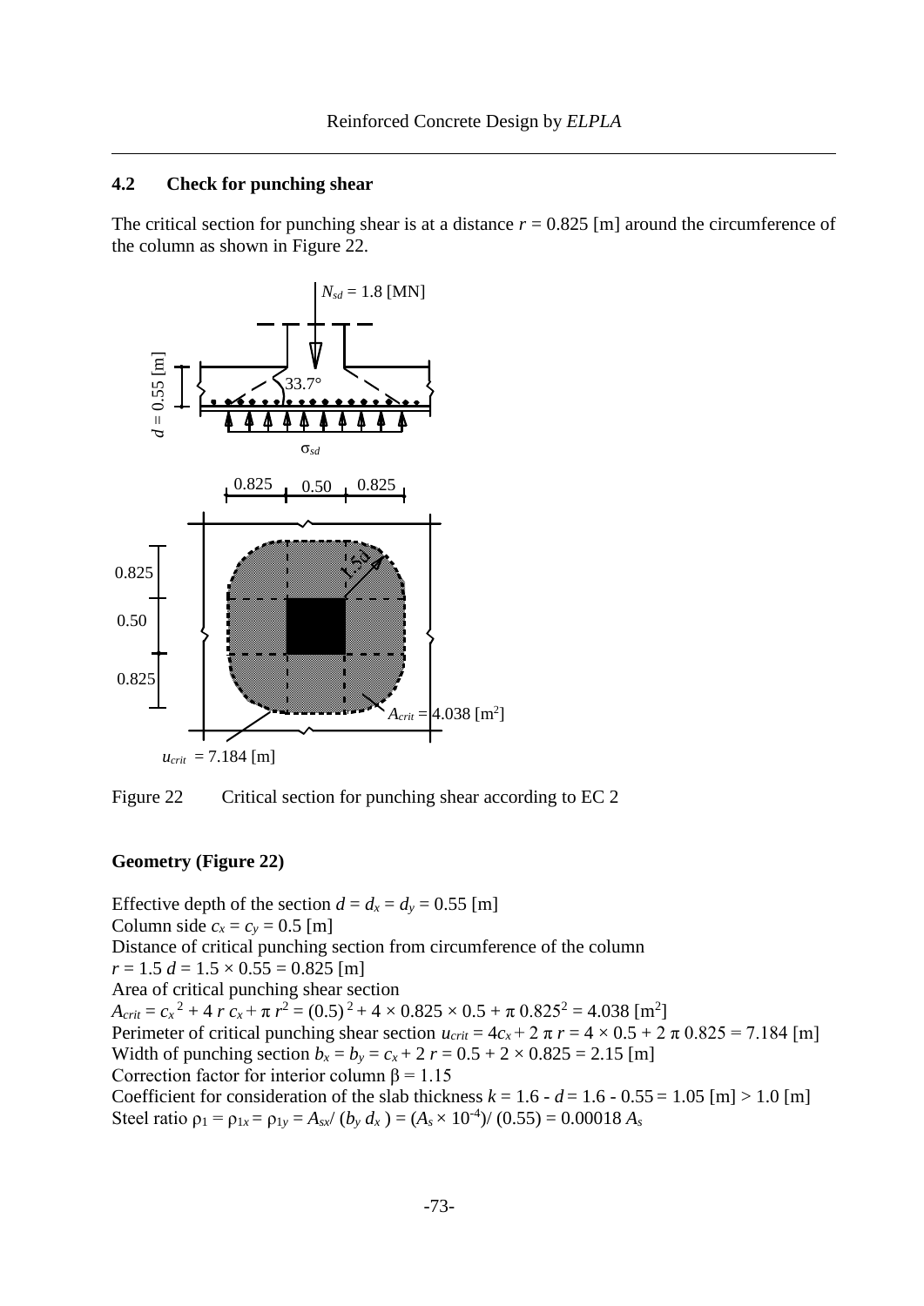## 4.2 Check for punching shear

The critical section for punching shear is at a distance $r = 0.825$ [m] around the circumference of the column as shown in Figure 22.

Figure 22 Critical section for punching shear according to EC 2

**Geometry (Figure 22)**

Effective depth of the section $d = d_x = d_y = 0.55$ [m]
Column side $c_x = c_y = 0.5$ [m]
Distance of critical punching section from circumference of the column
$r = 1.5\ d = 1.5 \times 0.55 = 0.825$ [m]
Area of critical punching shear section
$A_{crit} = c_x^{\ 2} + 4\ r\ c_x + \pi\ r^2 = (0.5)^{\ 2} + 4 \times 0.825 \times 0.5 + \pi\ 0.825^2 = 4.038$ [m$^2$]
Perimeter of critical punching shear section $u_{crit} = 4c_x + 2\ \pi\ r = 4 \times 0.5 + 2\ \pi\ 0.825 = 7.184$ [m]
Width of punching section $b_x = b_y = c_x + 2\ r = 0.5 + 2 \times 0.825 = 2.15$ [m]
Correction factor for interior column $\beta = 1.15$
Coefficient for consideration of the slab thickness $k = 1.6 - d = 1.6 - 0.55 = 1.05$ [m] $> 1.0$ [m]
Steel ratio $\rho_1 = \rho_{1x} = \rho_{1y} = A_{sx} / (b_y\ d_x) = (A_s \times 10^{-4}) / (0.55) = 0.00018\ A_s$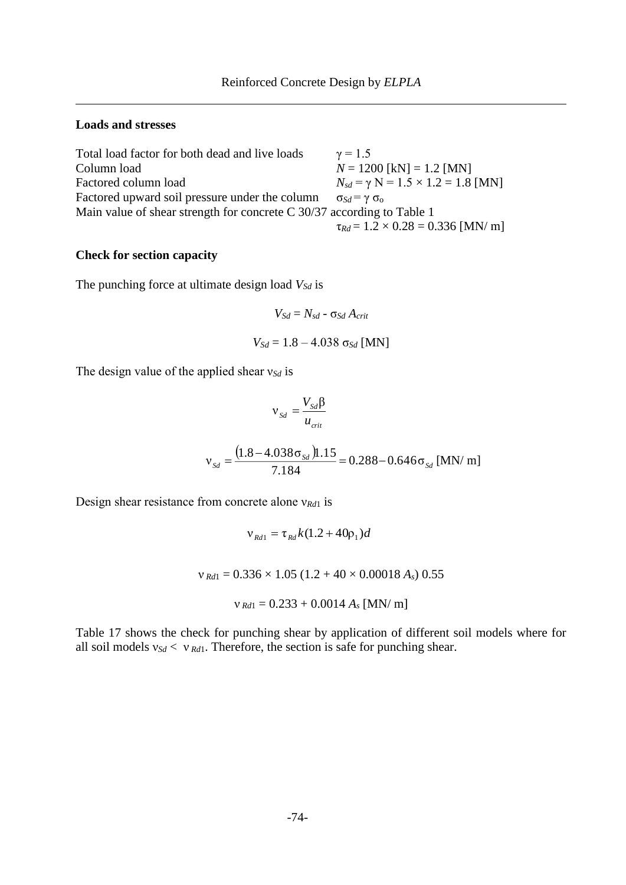### Loads and stresses

Total load factor for both dead and live loads $\gamma = 1.5$

Column load $N = 1200$ [kN] = 1.2 [MN]

Factored column load $N_{sd} = \gamma \, N = 1.5 \times 1.2 = 1.8$ [MN]

Factored upward soil pressure under the column $\sigma_{Sd} = \gamma \, \sigma_o$

Main value of shear strength for concrete C 30/37 according to Table 1

$\tau_{Rd} = 1.2 \times 0.28 = 0.336$ [MN/ m]

### Check for section capacity

The punching force at ultimate design load $V_{Sd}$ is

$$V_{Sd} = N_{sd} - \sigma_{Sd} \, A_{crit}$$

$$V_{Sd} = 1.8 - 4.038 \, \sigma_{Sd} \text{ [MN]}$$

The design value of the applied shear $\nu_{Sd}$ is

$$\nu_{Sd} = \frac{V_{Sd}\beta}{u_{crit}}$$

$$\nu_{Sd} = \frac{(1.8 - 4.038\sigma_{Sd})1.15}{7.184} = 0.288 - 0.646\sigma_{Sd} \text{ [MN/ m]}$$

Design shear resistance from concrete alone $\nu_{Rd1}$ is

$$\nu_{Rd1} = \tau_{Rd} k (1.2 + 40\rho_1) d$$

$$\nu_{Rd1} = 0.336 \times 1.05 \, (1.2 + 40 \times 0.00018 \, A_s) \, 0.55$$

$$\nu_{Rd1} = 0.233 + 0.0014 \, A_s \text{ [MN/ m]}$$

Table 17 shows the check for punching shear by application of different soil models where for all soil models $\nu_{Sd} < \nu_{Rd1}$. Therefore, the section is safe for punching shear.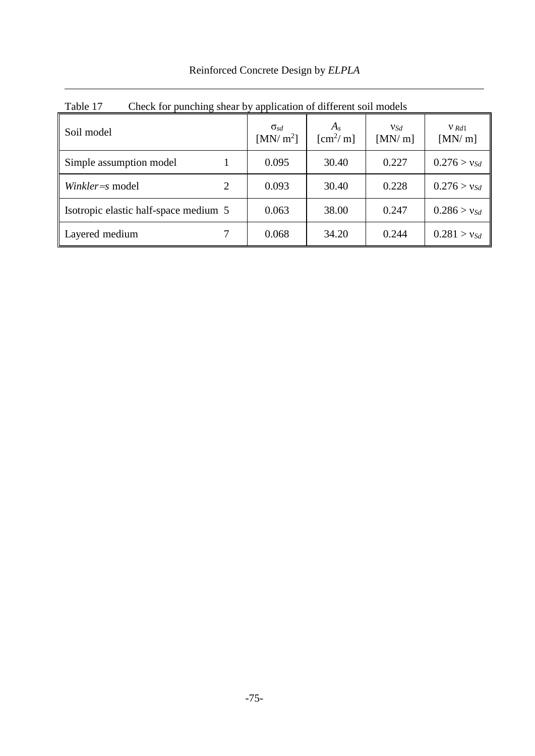Table 17 Check for punching shear by application of different soil models

| Soil model | | $\sigma_{sd}$ [MN/ m$^2$] | $A_s$ [cm$^2$/ m] | $v_{Sd}$ [MN/ m] | $v_{Rd1}$ [MN/ m] |
|---|---|---|---|---|---|
| Simple assumption model | 1 | 0.095 | 30.40 | 0.227 | $0.276 > v_{Sd}$ |
| *Winkler=s* model | 2 | 0.093 | 30.40 | 0.228 | $0.276 > v_{Sd}$ |
| Isotropic elastic half-space medium | 5 | 0.063 | 38.00 | 0.247 | $0.286 > v_{Sd}$ |
| Layered medium | 7 | 0.068 | 34.20 | 0.244 | $0.281 > v_{Sd}$ |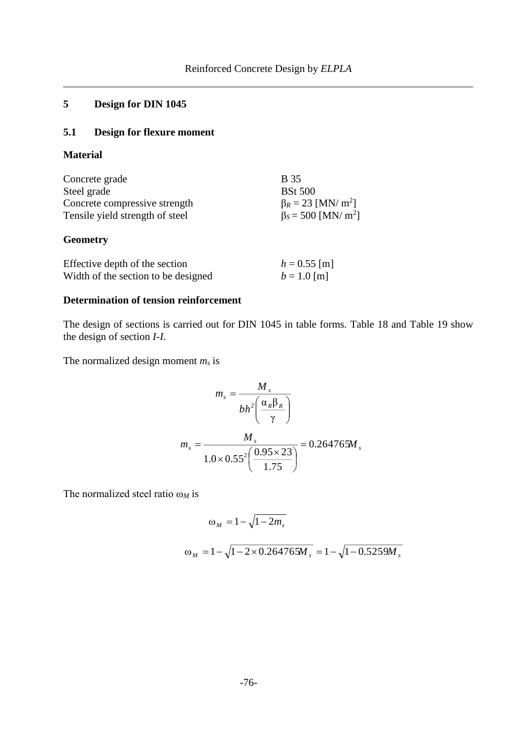## 5 Design for DIN 1045

### 5.1 Design for flexure moment

**Material**

| | |
|---|---|
| Concrete grade | B 35 |
| Steel grade | BSt 500 |
| Concrete compressive strength | $\beta_R = 23$ [MN/ m$^2$] |
| Tensile yield strength of steel | $\beta_S = 500$ [MN/ m$^2$] |

**Geometry**

| | |
|---|---|
| Effective depth of the section | $h = 0.55$ [m] |
| Width of the section to be designed | $b = 1.0$ [m] |

**Determination of tension reinforcement**

The design of sections is carried out for DIN 1045 in table forms. Table 18 and Table 19 show the design of section *I-I*.

The normalized design moment $m_s$ is

$$m_s = \frac{M_s}{bh^2\left(\frac{\alpha_R \beta_R}{\gamma}\right)}$$

$$m_s = \frac{M_s}{1.0 \times 0.55^2\left(\frac{0.95 \times 23}{1.75}\right)} = 0.264765 M_s$$

The normalized steel ratio $\omega_M$ is

$$\omega_M = 1 - \sqrt{1 - 2m_s}$$

$$\omega_M = 1 - \sqrt{1 - 2 \times 0.264765 M_s} = 1 - \sqrt{1 - 0.5259 M_s}$$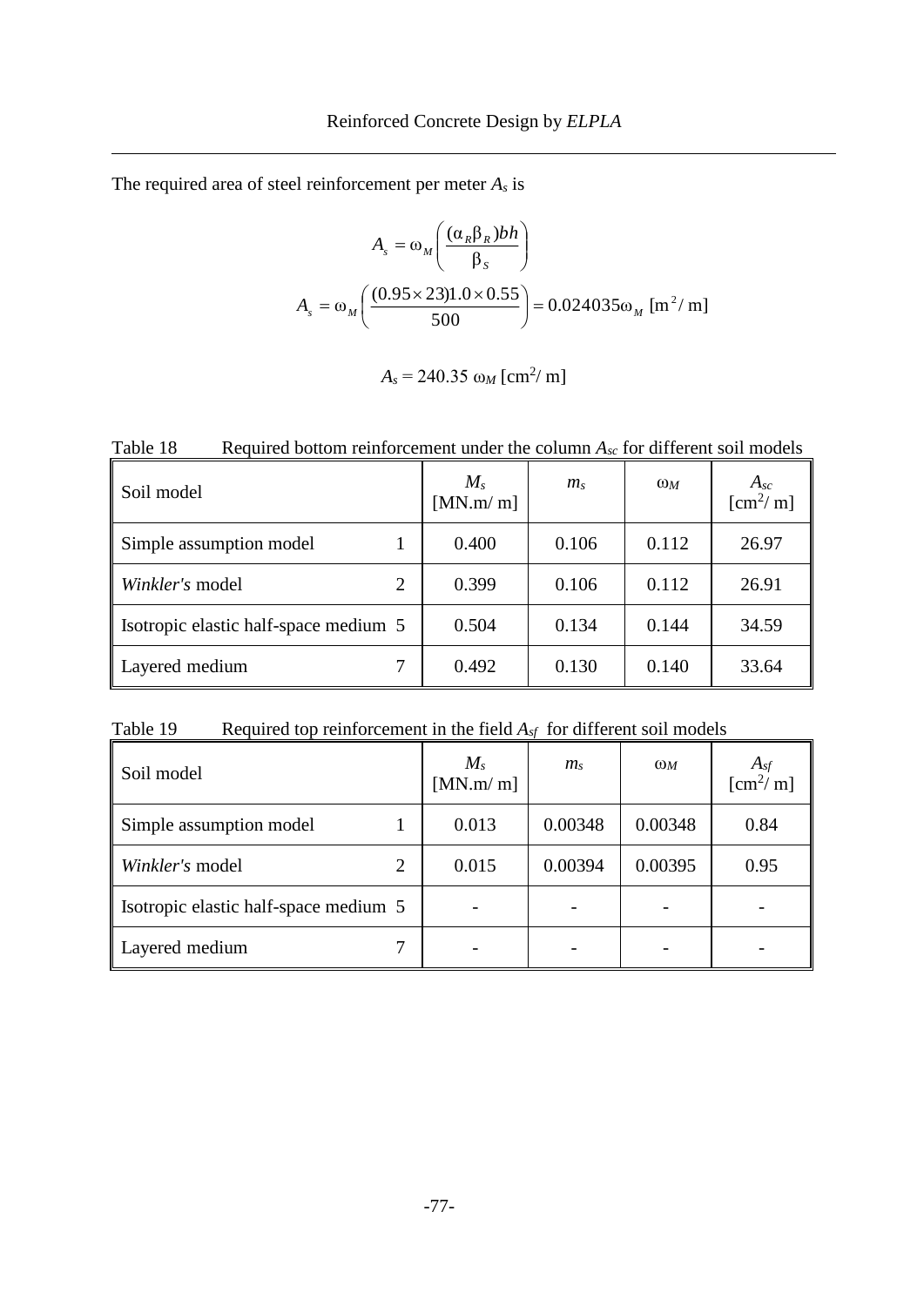The required area of steel reinforcement per meter $A_s$ is

$$A_s = \omega_M \left( \frac{(\alpha_R \beta_R) b h}{\beta_S} \right)$$

$$A_s = \omega_M \left( \frac{(0.95 \times 23) 1.0 \times 0.55}{500} \right) = 0.024035 \omega_M \ [\text{m}^2/\text{ m}]$$

$$A_s = 240.35\ \omega_M\ [\text{cm}^2/\text{ m}]$$

Table 18 Required bottom reinforcement under the column $A_{sc}$ for different soil models

| Soil model | | $M_s$ [MN.m/ m] | $m_s$ | $\omega_M$ | $A_{sc}$ [cm$^2$/ m] |
|---|---|---|---|---|---|
| Simple assumption model | 1 | 0.400 | 0.106 | 0.112 | 26.97 |
| *Winkler's* model | 2 | 0.399 | 0.106 | 0.112 | 26.91 |
| Isotropic elastic half-space medium | 5 | 0.504 | 0.134 | 0.144 | 34.59 |
| Layered medium | 7 | 0.492 | 0.130 | 0.140 | 33.64 |

Table 19 Required top reinforcement in the field $A_{sf}$ for different soil models

| Soil model | | $M_s$ [MN.m/ m] | $m_s$ | $\omega_M$ | $A_{sf}$ [cm$^2$/ m] |
|---|---|---|---|---|---|
| Simple assumption model | 1 | 0.013 | 0.00348 | 0.00348 | 0.84 |
| *Winkler's* model | 2 | 0.015 | 0.00394 | 0.00395 | 0.95 |
| Isotropic elastic half-space medium | 5 | - | - | - | - |
| Layered medium | 7 | - | - | - | - |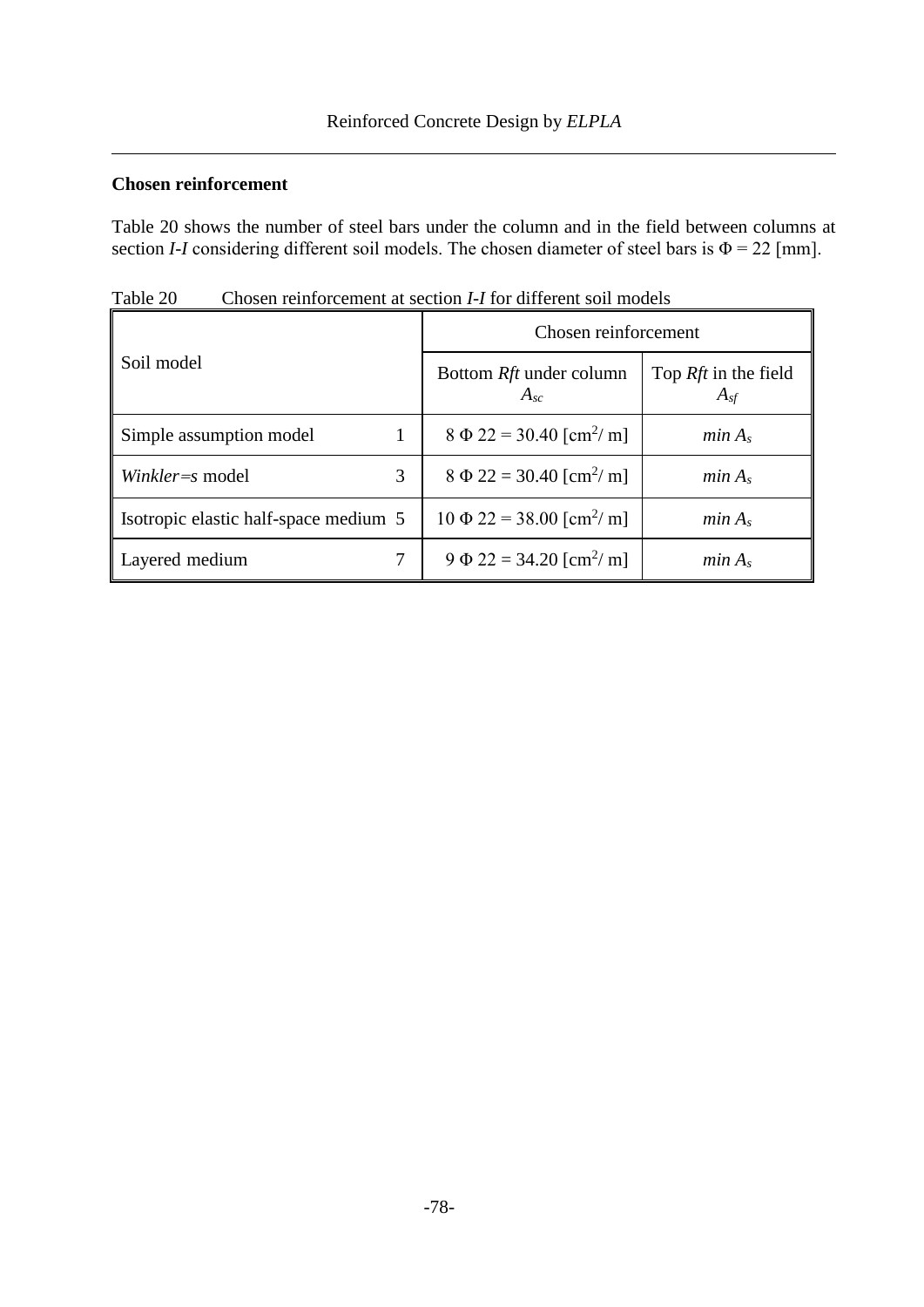**Chosen reinforcement**

Table 20 shows the number of steel bars under the column and in the field between columns at section *I-I* considering different soil models. The chosen diameter of steel bars is $\Phi = 22$ [mm].

Table 20 Chosen reinforcement at section *I-I* for different soil models

| Soil model | | Chosen reinforcement | |
|---|---|---|---|
| | | Bottom *Rft* under column $A_{sc}$ | Top *Rft* in the field $A_{sf}$ |
| Simple assumption model | 1 | $8\ \Phi\ 22 = 30.40$ [cm$^2$/ m] | $min\ A_s$ |
| *Winkler=s* model | 3 | $8\ \Phi\ 22 = 30.40$ [cm$^2$/ m] | $min\ A_s$ |
| Isotropic elastic half-space medium | 5 | $10\ \Phi\ 22 = 38.00$ [cm$^2$/ m] | $min\ A_s$ |
| Layered medium | 7 | $9\ \Phi\ 22 = 34.20$ [cm$^2$/ m] | $min\ A_s$ |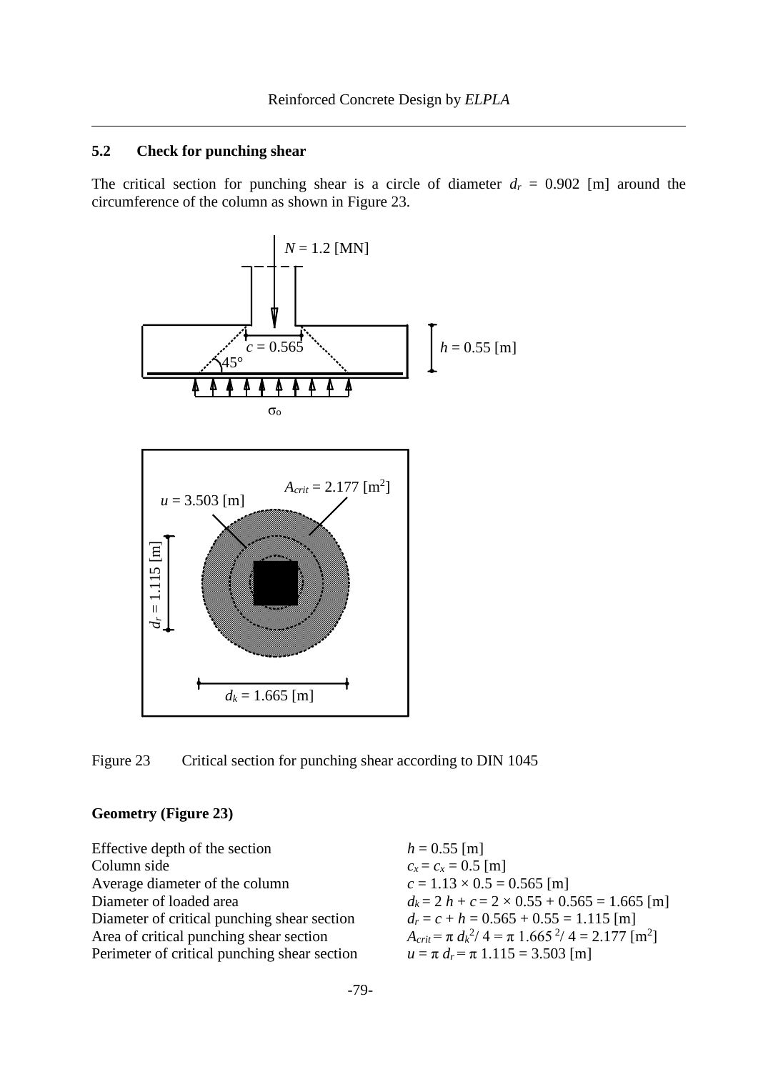## 5.2 Check for punching shear

The critical section for punching shear is a circle of diameter $d_r$ = 0.902 [m] around the circumference of the column as shown in Figure 23.

Figure 23 Critical section for punching shear according to DIN 1045

**Geometry (Figure 23)**

| | |
|---|---|
| Effective depth of the section | $h = 0.55$ [m] |
| Column side | $c_x = c_x = 0.5$ [m] |
| Average diameter of the column | $c = 1.13 \times 0.5 = 0.565$ [m] |
| Diameter of loaded area | $d_k = 2\ h + c = 2 \times 0.55 + 0.565 = 1.665$ [m] |
| Diameter of critical punching shear section | $d_r = c + h = 0.565 + 0.55 = 1.115$ [m] |
| Area of critical punching shear section | $A_{crit} = \pi\ d_k^2 / 4 = \pi\ 1.665^2 / 4 = 2.177$ [m$^2$] |
| Perimeter of critical punching shear section | $u = \pi\ d_r = \pi\ 1.115 = 3.503$ [m] |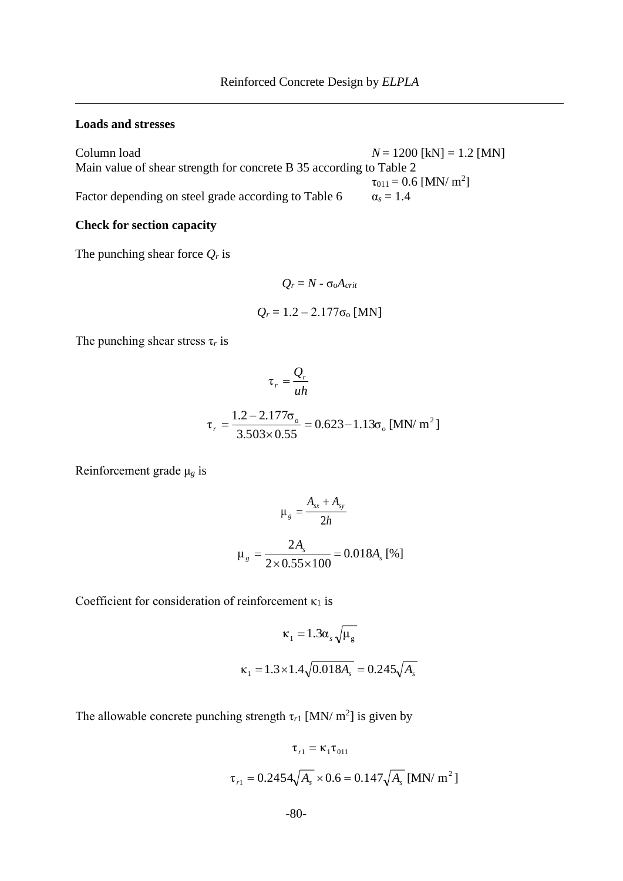### Loads and stresses

Column load $N = 1200$ [kN] = 1.2 [MN]

Main value of shear strength for concrete B 35 according to Table 2 $\tau_{011} = 0.6$ [MN/ m$^2$]

Factor depending on steel grade according to Table 6 $\alpha_s = 1.4$

### Check for section capacity

The punching shear force $Q_r$ is

$$Q_r = N - \sigma_o A_{crit}$$

$$Q_r = 1.2 - 2.177\sigma_o \text{ [MN]}$$

The punching shear stress $\tau_r$ is

$$\tau_r = \frac{Q_r}{uh}$$

$$\tau_r = \frac{1.2 - 2.177\sigma_o}{3.503 \times 0.55} = 0.623 - 1.13\sigma_o \text{ [MN/ m}^2\text{]}$$

Reinforcement grade $\mu_g$ is

$$\mu_g = \frac{A_{sx} + A_{sy}}{2h}$$

$$\mu_g = \frac{2A_s}{2 \times 0.55 \times 100} = 0.018A_s \text{ [\%]}$$

Coefficient for consideration of reinforcement $\kappa_1$ is

$$\kappa_1 = 1.3\alpha_s\sqrt{\mu_g}$$

$$\kappa_1 = 1.3 \times 1.4\sqrt{0.018A_s} = 0.245\sqrt{A_s}$$

The allowable concrete punching strength $\tau_{r1}$ [MN/ m$^2$] is given by

$$\tau_{r1} = \kappa_1 \tau_{011}$$

$$\tau_{r1} = 0.2454\sqrt{A_s} \times 0.6 = 0.147\sqrt{A_s} \text{ [MN/ m}^2\text{]}$$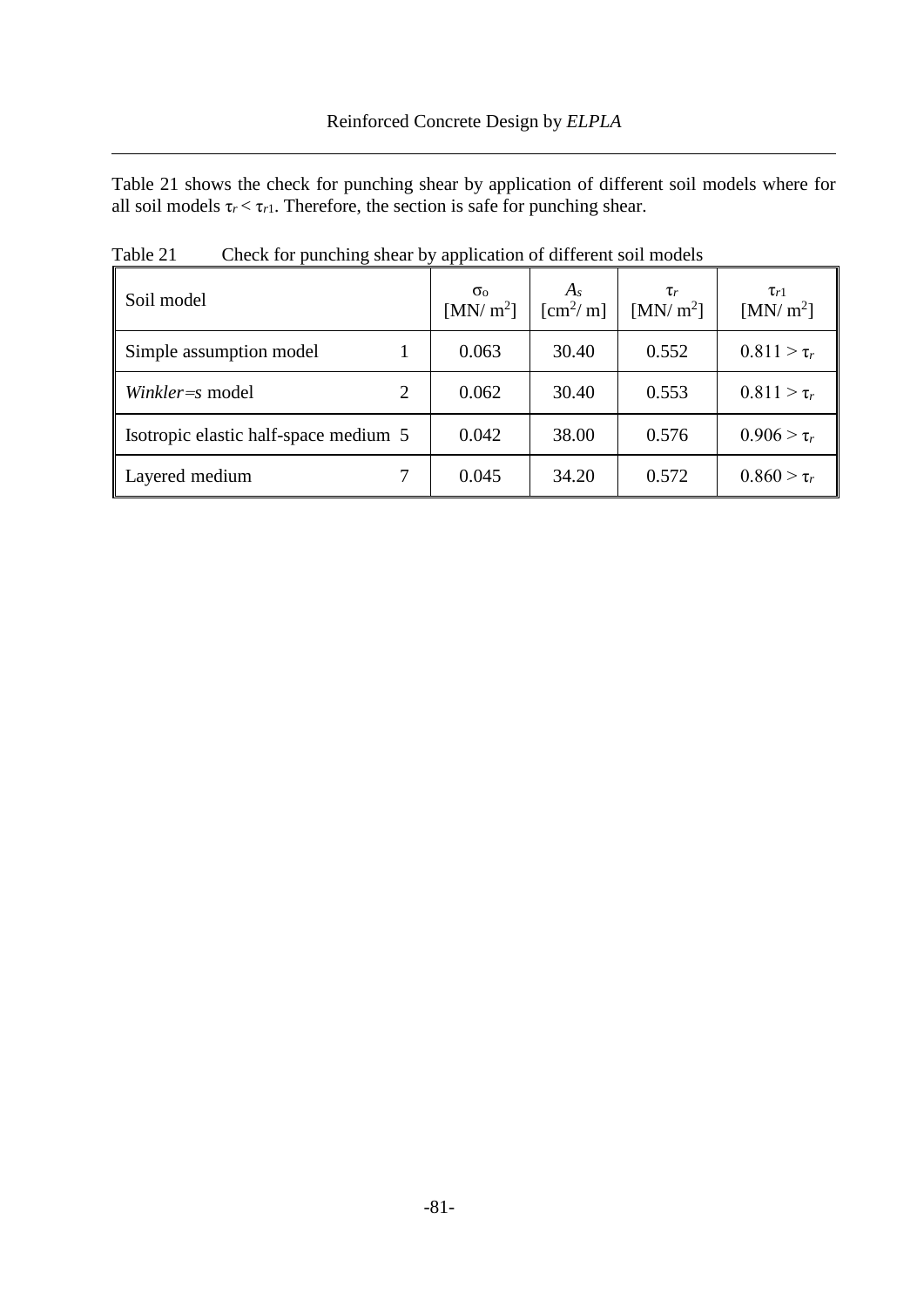Table 21 shows the check for punching shear by application of different soil models where for all soil models $\tau_r < \tau_{r1}$. Therefore, the section is safe for punching shear.

Table 21 Check for punching shear by application of different soil models

| Soil model | | $\sigma_o$ [MN/ m$^2$] | $A_s$ [cm$^2$/ m] | $\tau_r$ [MN/ m$^2$] | $\tau_{r1}$ [MN/ m$^2$] |
|---|---|---|---|---|---|
| Simple assumption model | 1 | 0.063 | 30.40 | 0.552 | $0.811 > \tau_r$ |
| *Winkler=s* model | 2 | 0.062 | 30.40 | 0.553 | $0.811 > \tau_r$ |
| Isotropic elastic half-space medium | 5 | 0.042 | 38.00 | 0.576 | $0.906 > \tau_r$ |
| Layered medium | 7 | 0.045 | 34.20 | 0.572 | $0.860 > \tau_r$ |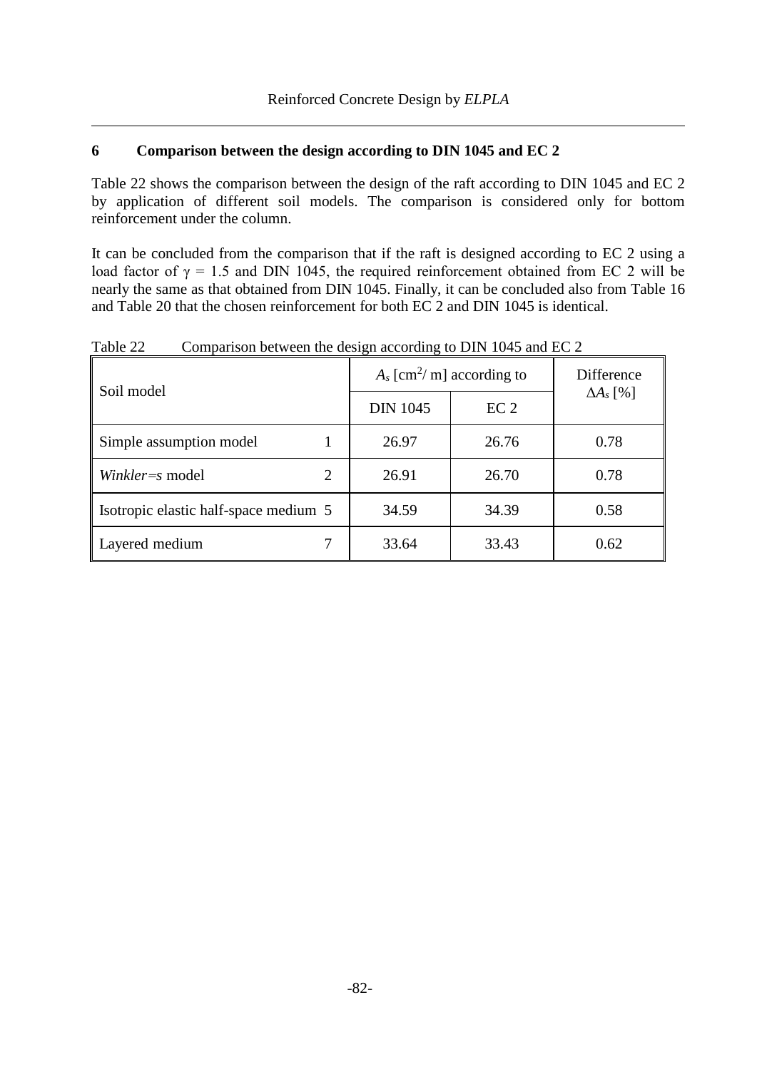## 6 Comparison between the design according to DIN 1045 and EC 2

Table 22 shows the comparison between the design of the raft according to DIN 1045 and EC 2 by application of different soil models. The comparison is considered only for bottom reinforcement under the column.

It can be concluded from the comparison that if the raft is designed according to EC 2 using a load factor of $\gamma$ = 1.5 and DIN 1045, the required reinforcement obtained from EC 2 will be nearly the same as that obtained from DIN 1045. Finally, it can be concluded also from Table 16 and Table 20 that the chosen reinforcement for both EC 2 and DIN 1045 is identical.

Table 22 Comparison between the design according to DIN 1045 and EC 2

| Soil model | | $A_s$ [cm$^2$/ m] according to | | Difference $\Delta A_s$ [%] |
|---|---|---|---|---|
| | | DIN 1045 | EC 2 | |
| Simple assumption model | 1 | 26.97 | 26.76 | 0.78 |
| *Winkler=s* model | 2 | 26.91 | 26.70 | 0.78 |
| Isotropic elastic half-space medium | 5 | 34.59 | 34.39 | 0.58 |
| Layered medium | 7 | 33.64 | 33.43 | 0.62 |